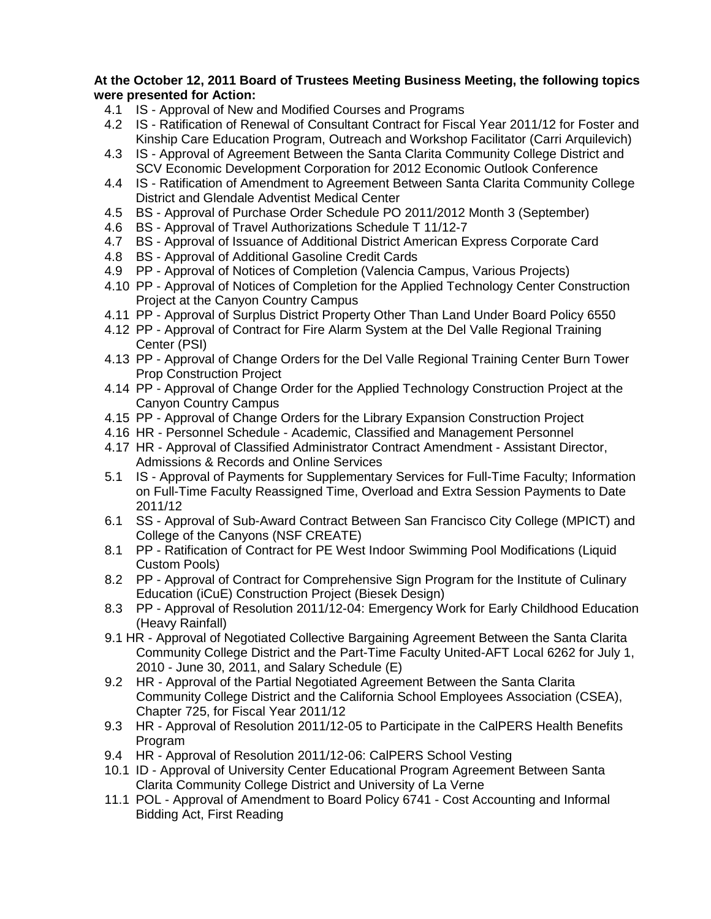**At the October 12, 2011 Board of Trustees Meeting Business Meeting, the following topics were presented for Action:**

- 4.1 IS - Approval of New and Modified Courses and Programs
- 4.2 IS - Ratification of Renewal of Consultant Contract for Fiscal Year 2011/12 for Foster and Kinship Care Education Program, Outreach and Workshop Facilitator (Carri Arquilevich)
- 4.3 IS - Approval of Agreement Between the Santa Clarita Community College District and SCV Economic Development Corporation for 2012 Economic Outlook Conference
- 4.4 IS - Ratification of Amendment to Agreement Between Santa Clarita Community College District and Glendale Adventist Medical Center
- 4.5 BS - Approval of Purchase Order Schedule PO 2011/2012 Month 3 (September)
- 4.6 BS - Approval of Travel Authorizations Schedule T 11/12-7
- 4.7 BS - Approval of Issuance of Additional District American Express Corporate Card
- 4.8 BS - Approval of Additional Gasoline Credit Cards
- 4.9 PP - Approval of Notices of Completion (Valencia Campus, Various Projects)
- 4.10 PP - Approval of Notices of Completion for the Applied Technology Center Construction Project at the Canyon Country Campus
- 4.11 PP - Approval of Surplus District Property Other Than Land Under Board Policy 6550
- 4.12 PP - Approval of Contract for Fire Alarm System at the Del Valle Regional Training Center (PSI)
- 4.13 PP - Approval of Change Orders for the Del Valle Regional Training Center Burn Tower Prop Construction Project
- 4.14 PP - Approval of Change Order for the Applied Technology Construction Project at the Canyon Country Campus
- 4.15 PP - Approval of Change Orders for the Library Expansion Construction Project
- 4.16 HR - Personnel Schedule - Academic, Classified and Management Personnel
- 4.17 HR - Approval of Classified Administrator Contract Amendment - Assistant Director, Admissions & Records and Online Services
- 5.1 IS - Approval of Payments for Supplementary Services for Full-Time Faculty; Information on Full-Time Faculty Reassigned Time, Overload and Extra Session Payments to Date 2011/12
- 6.1 SS - Approval of Sub-Award Contract Between San Francisco City College (MPICT) and College of the Canyons (NSF CREATE)
- 8.1 PP - Ratification of Contract for PE West Indoor Swimming Pool Modifications (Liquid Custom Pools)
- 8.2 PP - Approval of Contract for Comprehensive Sign Program for the Institute of Culinary Education (iCuE) Construction Project (Biesek Design)
- 8.3 PP - Approval of Resolution 2011/12-04: Emergency Work for Early Childhood Education (Heavy Rainfall)
- 9.1 HR - Approval of Negotiated Collective Bargaining Agreement Between the Santa Clarita Community College District and the Part-Time Faculty United-AFT Local 6262 for July 1, 2010 - June 30, 2011, and Salary Schedule (E)
- 9.2 HR - Approval of the Partial Negotiated Agreement Between the Santa Clarita Community College District and the California School Employees Association (CSEA), Chapter 725, for Fiscal Year 2011/12
- 9.3 HR - Approval of Resolution 2011/12-05 to Participate in the CalPERS Health Benefits Program
- 9.4 HR - Approval of Resolution 2011/12-06: CalPERS School Vesting
- 10.1 ID - Approval of University Center Educational Program Agreement Between Santa Clarita Community College District and University of La Verne
- 11.1 POL - Approval of Amendment to Board Policy 6741 - Cost Accounting and Informal Bidding Act, First Reading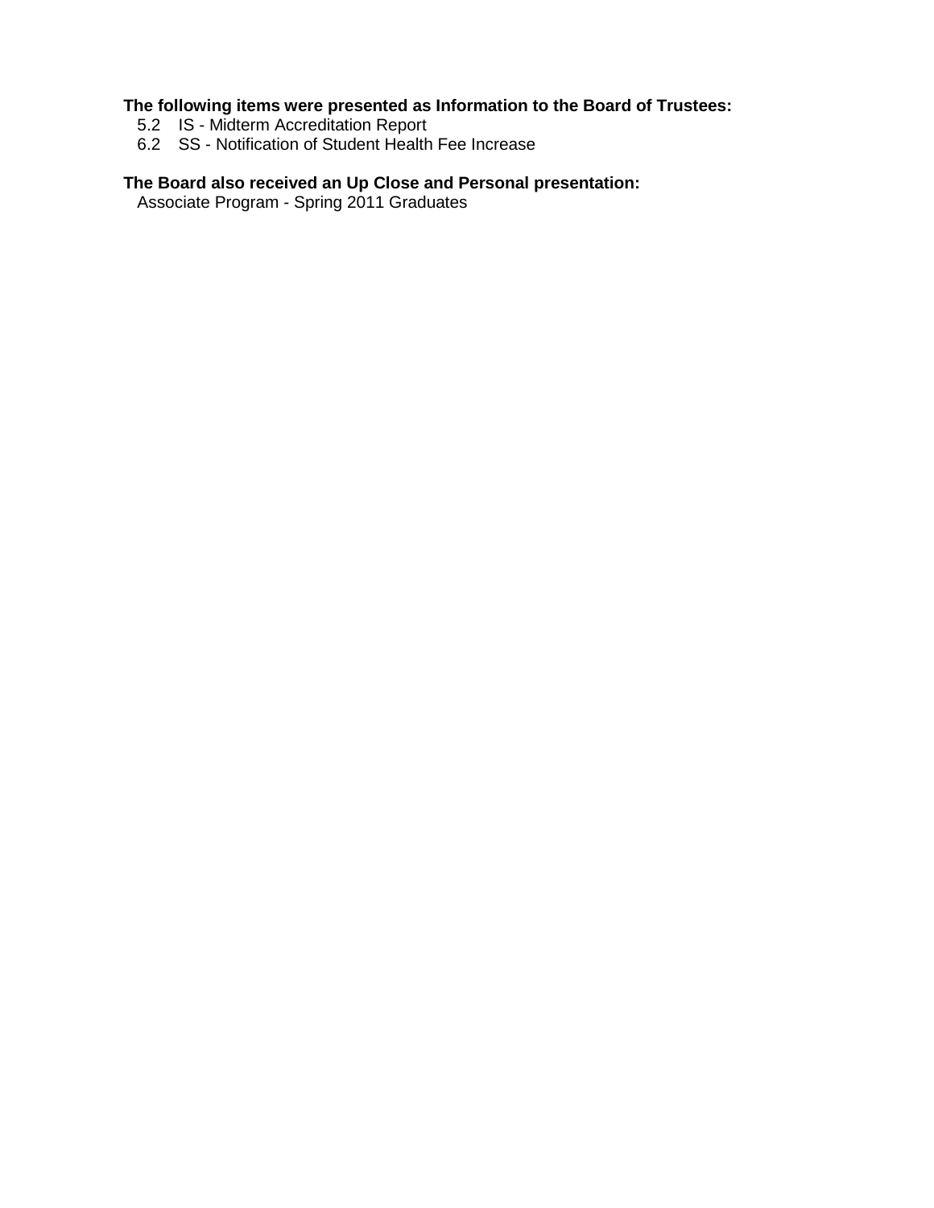**The following items were presented as Information to the Board of Trustees:**

5.2 IS - Midterm Accreditation Report
6.2 SS - Notification of Student Health Fee Increase

**The Board also received an Up Close and Personal presentation:**

Associate Program - Spring 2011 Graduates